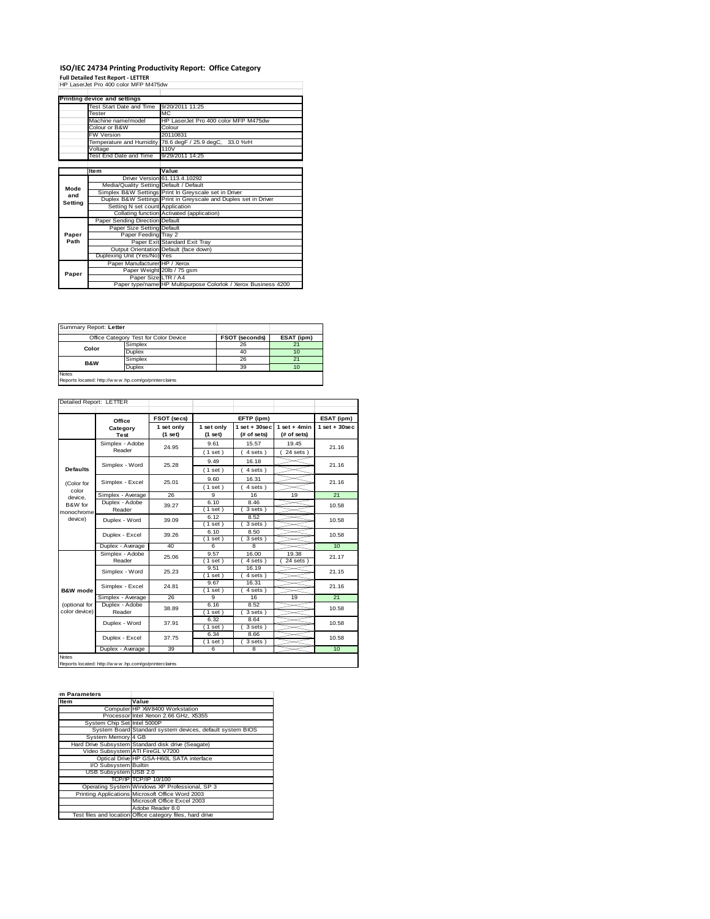# ISO/IEC 24734 Printing Productivity Report: Office Category

**Full Detailed Test Report - LETTER**

HP LaserJet Pro 400 color MFP M475dw

| Printing device and settings | |
|---|---|
| Test Start Date and Time | 9/20/2011 11:25 |
| Tester | MC |
| Machine name/model | HP LaserJet Pro 400 color MFP M475dw |
| Colour or B&W | Colour |
| FW Version | 20110831 |
| Temperature and Humidity | 78.6 degF / 25.9 degC, 33.0 %rH |
| Voltage | 110V |
| Test End Date and Time | 9/29/2011 14:25 |

| | Item | Value |
|---|---|---|
| Mode and Setting | Driver Version | 61.113.4.10292 |
| | Media/Quality Setting | Default / Default |
| | Simplex B&W Settings | Print In Greyscale set in Driver |
| | Duplex B&W Settings | Print in Greyscale and Duplex set in Driver |
| | Setting N set count | Application |
| | Collating function | Activated (application) |
| Paper Path | Paper Sending Direction | Default |
| | Paper Size Setting | Default |
| | Paper Feeding | Tray 2 |
| | Paper Exit | Standard Exit Tray |
| | Output Orientation | Default (face down) |
| | Duplexing Unit (Yes/No) | Yes |
| Paper | Paper Manufacturer | HP / Xerox |
| | Paper Weight | 20lb / 75 gsm |
| | Paper Size | LTR / A4 |
| | Paper type/name | HP Multipurpose Colorlok / Xerox Business 4200 |

Summary Report: **Letter**

| Office Category Test for Color Device | | FSOT (seconds) | ESAT (ipm) |
|---|---|---|---|
| Color | Simplex | 26 | 21 |
| | Duplex | 40 | 10 |
| B&W | Simplex | 26 | 21 |
| | Duplex | 39 | 10 |

Notes
Reports located: http://www.hp.com/go/printerclaims

Detailed Report: LETTER

| | Office Category Test | FSOT (secs) 1 set only (1 set) | EFTP (ipm) 1 set only (1 set) | EFTP (ipm) 1 set + 30sec (# of sets) | EFTP (ipm) 1 set + 4min (# of sets) | ESAT (ipm) 1 set + 30sec |
|---|---|---|---|---|---|---|
| Defaults (Color for color device, B&W for monochrome device) | Simplex - Adobe Reader | 24.95 | 9.61 (1 set) | 15.57 (4 sets) | 19.45 (24 sets) | 21.16 |
| | Simplex - Word | 25.28 | 9.49 (1 set) | 16.18 (4 sets) | | 21.16 |
| | Simplex - Excel | 25.01 | 9.60 (1 set) | 16.31 (4 sets) | | 21.16 |
| | Simplex - Average | 26 | 9 | 16 | 19 | 21 |
| | Duplex - Adobe Reader | 39.27 | 6.10 (1 set) | 8.46 (3 sets) | | 10.58 |
| | Duplex - Word | 39.09 | 6.12 (1 set) | 8.52 (3 sets) | | 10.58 |
| | Duplex - Excel | 39.26 | 6.10 (1 set) | 8.50 (3 sets) | | 10.58 |
| | Duplex - Average | 40 | 6 | 8 | | 10 |
| B&W mode (optional for color device) | Simplex - Adobe Reader | 25.06 | 9.57 (1 set) | 16.00 (4 sets) | 19.38 (24 sets) | 21.17 |
| | Simplex - Word | 25.23 | 9.51 (1 set) | 16.19 (4 sets) | | 21.15 |
| | Simplex - Excel | 24.81 | 9.67 (1 set) | 16.31 (4 sets) | | 21.16 |
| | Simplex - Average | 26 | 9 | 16 | 19 | 21 |
| | Duplex - Adobe Reader | 38.89 | 6.16 (1 set) | 8.52 (3 sets) | | 10.58 |
| | Duplex - Word | 37.91 | 6.32 (1 set) | 8.64 (3 sets) | | 10.58 |
| | Duplex - Excel | 37.75 | 6.34 (1 set) | 8.66 (3 sets) | | 10.58 |
| | Duplex - Average | 39 | 6 | 8 | | 10 |

Notes
Reports located: http://www.hp.com/go/printerclaims

| m Parameters | |
|---|---|
| Item | Value |
| Computer | HP XW8400 Workstation |
| Processor | Intel Xenon 2.66 GHz, X5355 |
| System Chip Set | Intel 5000P |
| System Board | Standard system devices, default system BIOS |
| System Memory | 4 GB |
| Hard Drive Subsystem | Standard disk drive (Seagate) |
| Video Subsystem | ATI FireGL V7200 |
| Optical Drive | HP GSA-H60L SATA interface |
| I/O Subsystem | Builtin |
| USB Subsystem | USB 2.0 |
| TCP/IP | TCP/IP 10/100 |
| Operating System | Windows XP Professional, SP 3 |
| Printing Applications | Microsoft Office Word 2003 |
| | Microsoft Office Excel 2003 |
| | Adobe Reader 8.0 |
| Test files and location | Office category files, hard drive |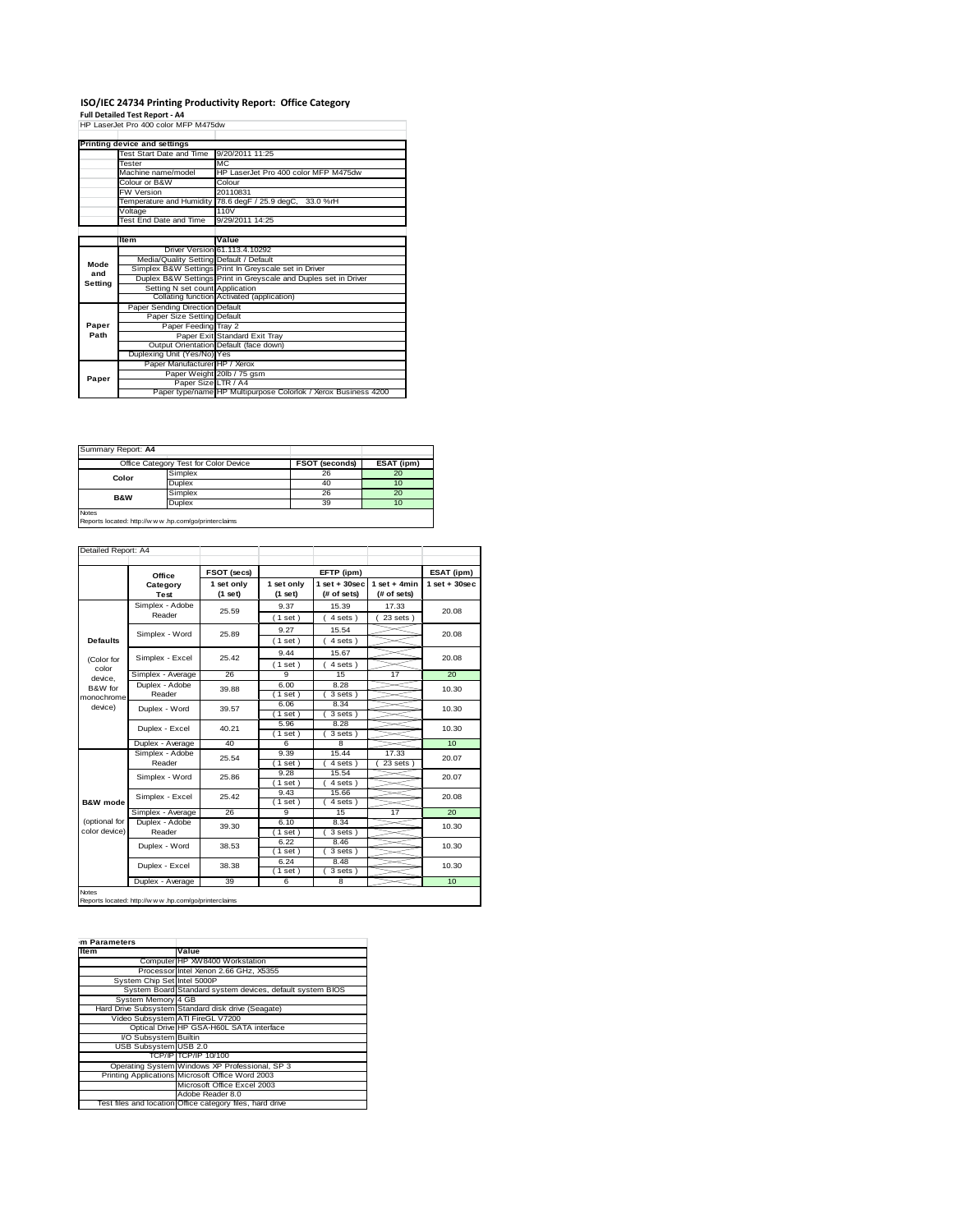**ISO/IEC 24734 Printing Productivity Report: Office Category**

**Full Detailed Test Report - A4**

HP LaserJet Pro 400 color MFP M475dw

| Printing device and settings | | |
|---|---|---|
| | Test Start Date and Time | 9/20/2011 11:25 |
| | Tester | MC |
| | Machine name/model | HP LaserJet Pro 400 color MFP M475dw |
| | Colour or B&W | Colour |
| | FW Version | 20110831 |
| | Temperature and Humidity | 78.6 degF / 25.9 degC, 33.0 %rH |
| | Voltage | 110V |
| | Test End Date and Time | 9/29/2011 14:25 |

| | Item | Value |
|---|---|---|
| Mode and Setting | Driver Version | 61.113.4.10292 |
| | Media/Quality Setting | Default / Default |
| | Simplex B&W Settings | Print In Greyscale set in Driver |
| | Duplex B&W Settings | Print in Greyscale and Duplex set in Driver |
| | Setting N set count | Application |
| | Collating function | Activated (application) |
| Paper Path | Paper Sending Direction | Default |
| | Paper Size Setting | Default |
| | Paper Feeding | Tray 2 |
| | Paper Exit | Standard Exit Tray |
| | Output Orientation | Default (face down) |
| | Duplexing Unit (Yes/No) | Yes |
| Paper | Paper Manufacturer | HP / Xerox |
| | Paper Weight | 20lb / 75 gsm |
| | Paper Size | LTR / A4 |
| | Paper type/name | HP Multipurpose Colorlok / Xerox Business 4200 |

Summary Report: **A4**

| Office Category Test for Color Device | | FSOT (seconds) | ESAT (ipm) |
|---|---|---|---|
| Color | Simplex | 26 | 20 |
| | Duplex | 40 | 10 |
| B&W | Simplex | 26 | 20 |
| | Duplex | 39 | 10 |

Notes
Reports located: http://www.hp.com/go/printerclaims

Detailed Report: A4

| | Office Category Test | FSOT (secs) 1 set only (1 set) | EFTP (ipm) 1 set only (1 set) | EFTP (ipm) 1 set + 30sec (# of sets) | EFTP (ipm) 1 set + 4min (# of sets) | ESAT (ipm) 1 set + 30sec |
|---|---|---|---|---|---|---|
| Defaults (Color for color device, B&W for monochrome device) | Simplex - Adobe Reader | 25.59 | 9.37 (1 set) | 15.39 (4 sets) | 17.33 (23 sets) | 20.08 |
| | Simplex - Word | 25.89 | 9.27 (1 set) | 15.54 (4 sets) | | 20.08 |
| | Simplex - Excel | 25.42 | 9.44 (1 set) | 15.67 (4 sets) | | 20.08 |
| | Simplex - Average | 26 | 9 | 15 | 17 | 20 |
| | Duplex - Adobe Reader | 39.88 | 6.00 (1 set) | 8.28 (3 sets) | | 10.30 |
| | Duplex - Word | 39.57 | 6.06 (1 set) | 8.34 (3 sets) | | 10.30 |
| | Duplex - Excel | 40.21 | 5.96 (1 set) | 8.28 (3 sets) | | 10.30 |
| | Duplex - Average | 40 | 6 | 8 | | 10 |
| B&W mode (optional for color device) | Simplex - Adobe Reader | 25.54 | 9.39 (1 set) | 15.44 (4 sets) | 17.33 (23 sets) | 20.07 |
| | Simplex - Word | 25.86 | 9.28 (1 set) | 15.54 (4 sets) | | 20.07 |
| | Simplex - Excel | 25.42 | 9.43 (1 set) | 15.66 (4 sets) | | 20.08 |
| | Simplex - Average | 26 | 9 | 15 | 17 | 20 |
| | Duplex - Adobe Reader | 39.30 | 6.10 (1 set) | 8.34 (3 sets) | | 10.30 |
| | Duplex - Word | 38.53 | 6.22 (1 set) | 8.46 (3 sets) | | 10.30 |
| | Duplex - Excel | 38.38 | 6.24 (1 set) | 8.48 (3 sets) | | 10.30 |
| | Duplex - Average | 39 | 6 | 8 | | 10 |

Notes
Reports located: http://www.hp.com/go/printerclaims

| Item | Value |
|---|---|
| Computer | HP XW8400 Workstation |
| Processor | Intel Xenon 2.66 GHz, X5355 |
| System Chip Set | Intel 5000P |
| System Board | Standard system devices, default system BIOS |
| System Memory | 4 GB |
| Hard Drive Subsystem | Standard disk drive (Seagate) |
| Video Subsystem | ATI FireGL V7200 |
| Optical Drive | HP GSA-H60L SATA interface |
| I/O Subsystem | Builtin |
| USB Subsystem | USB 2.0 |
| TCP/IP | TCP/IP 10/100 |
| Operating System | Windows XP Professional, SP 3 |
| Printing Applications | Microsoft Office Word 2003 |
| | Microsoft Office Excel 2003 |
| | Adobe Reader 8.0 |
| Test files and location | Office category files, hard drive |